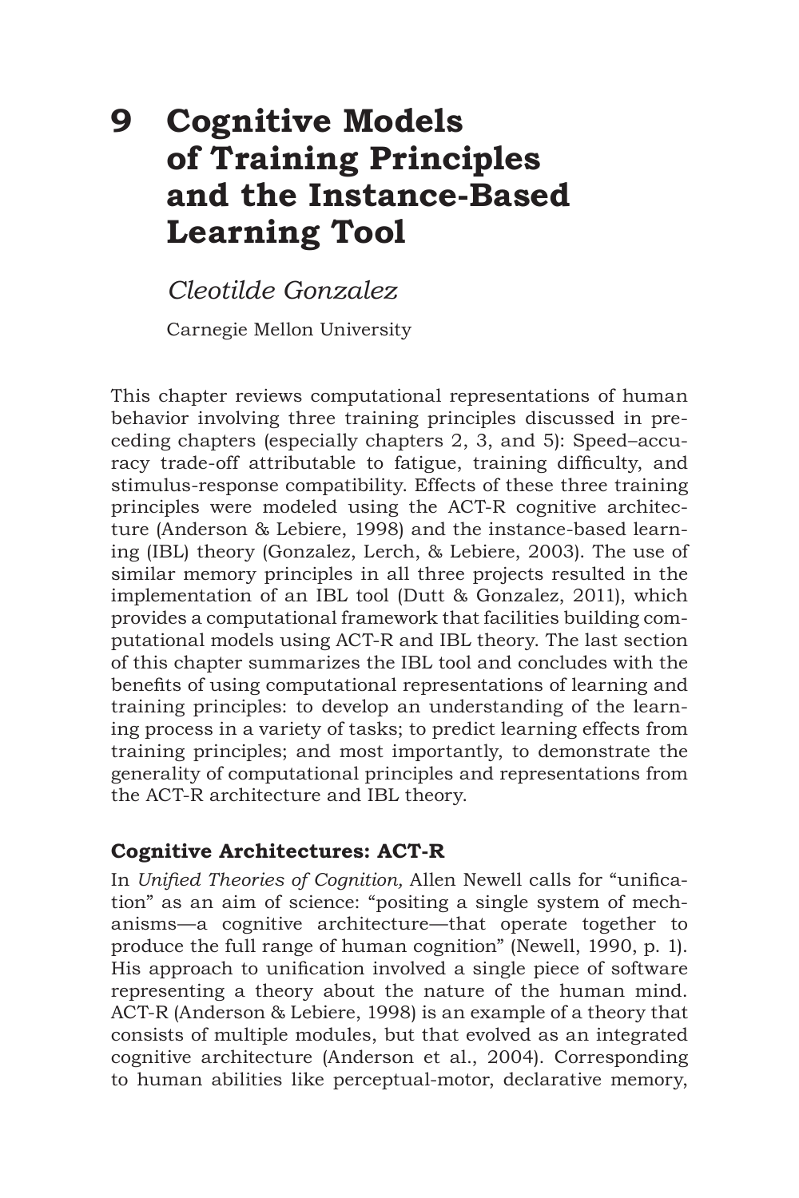# 9 Cognitive Models of Training Principles and the Instance-Based Learning Tool

*Cleotilde Gonzalez*

Carnegie Mellon University

This chapter reviews computational representations of human behavior involving three training principles discussed in preceding chapters (especially chapters 2, 3, and 5): Speed–accuracy trade-off attributable to fatigue, training difficulty, and stimulus-response compatibility. Effects of these three training principles were modeled using the ACT-R cognitive architecture (Anderson & Lebiere, 1998) and the instance-based learning (IBL) theory (Gonzalez, Lerch, & Lebiere, 2003). The use of similar memory principles in all three projects resulted in the implementation of an IBL tool (Dutt & Gonzalez, 2011), which provides a computational framework that facilities building computational models using ACT-R and IBL theory. The last section of this chapter summarizes the IBL tool and concludes with the benefits of using computational representations of learning and training principles: to develop an understanding of the learning process in a variety of tasks; to predict learning effects from training principles; and most importantly, to demonstrate the generality of computational principles and representations from the ACT-R architecture and IBL theory.

## Cognitive Architectures: ACT-R

In *Unified Theories of Cognition,* Allen Newell calls for "unification" as an aim of science: "positing a single system of mechanisms—a cognitive architecture—that operate together to produce the full range of human cognition" (Newell, 1990, p. 1). His approach to unification involved a single piece of software representing a theory about the nature of the human mind. ACT-R (Anderson & Lebiere, 1998) is an example of a theory that consists of multiple modules, but that evolved as an integrated cognitive architecture (Anderson et al., 2004). Corresponding to human abilities like perceptual-motor, declarative memory,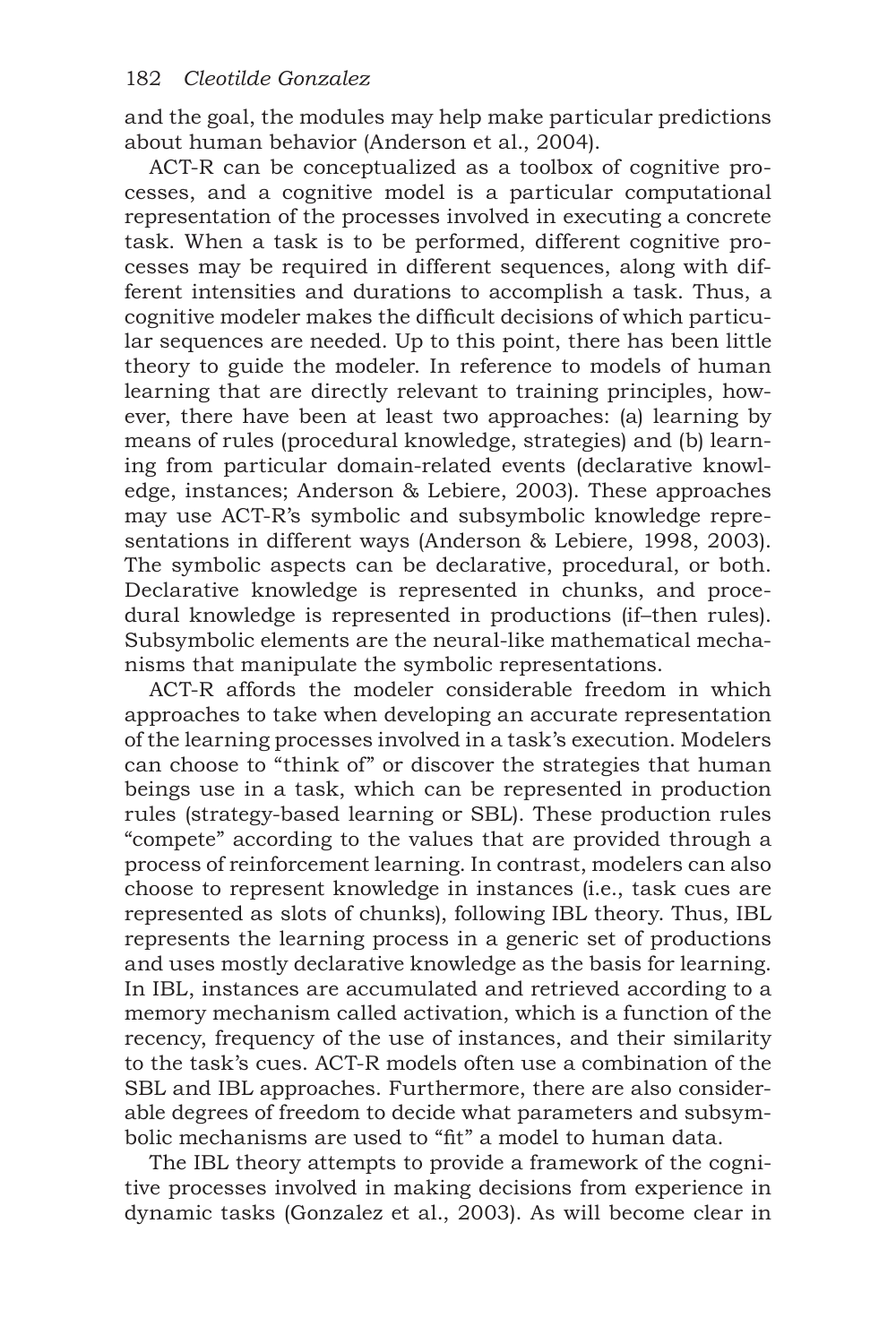and the goal, the modules may help make particular predictions about human behavior (Anderson et al., 2004).

ACT-R can be conceptualized as a toolbox of cognitive processes, and a cognitive model is a particular computational representation of the processes involved in executing a concrete task. When a task is to be performed, different cognitive processes may be required in different sequences, along with different intensities and durations to accomplish a task. Thus, a cognitive modeler makes the difficult decisions of which particular sequences are needed. Up to this point, there has been little theory to guide the modeler. In reference to models of human learning that are directly relevant to training principles, however, there have been at least two approaches: (a) learning by means of rules (procedural knowledge, strategies) and (b) learning from particular domain-related events (declarative knowledge, instances; Anderson & Lebiere, 2003). These approaches may use ACT-R's symbolic and subsymbolic knowledge representations in different ways (Anderson & Lebiere, 1998, 2003). The symbolic aspects can be declarative, procedural, or both. Declarative knowledge is represented in chunks, and procedural knowledge is represented in productions (if–then rules). Subsymbolic elements are the neural-like mathematical mechanisms that manipulate the symbolic representations.

ACT-R affords the modeler considerable freedom in which approaches to take when developing an accurate representation of the learning processes involved in a task's execution. Modelers can choose to "think of" or discover the strategies that human beings use in a task, which can be represented in production rules (strategy-based learning or SBL). These production rules "compete" according to the values that are provided through a process of reinforcement learning. In contrast, modelers can also choose to represent knowledge in instances (i.e., task cues are represented as slots of chunks), following IBL theory. Thus, IBL represents the learning process in a generic set of productions and uses mostly declarative knowledge as the basis for learning. In IBL, instances are accumulated and retrieved according to a memory mechanism called activation, which is a function of the recency, frequency of the use of instances, and their similarity to the task's cues. ACT-R models often use a combination of the SBL and IBL approaches. Furthermore, there are also considerable degrees of freedom to decide what parameters and subsymbolic mechanisms are used to "fit" a model to human data.

The IBL theory attempts to provide a framework of the cognitive processes involved in making decisions from experience in dynamic tasks (Gonzalez et al., 2003). As will become clear in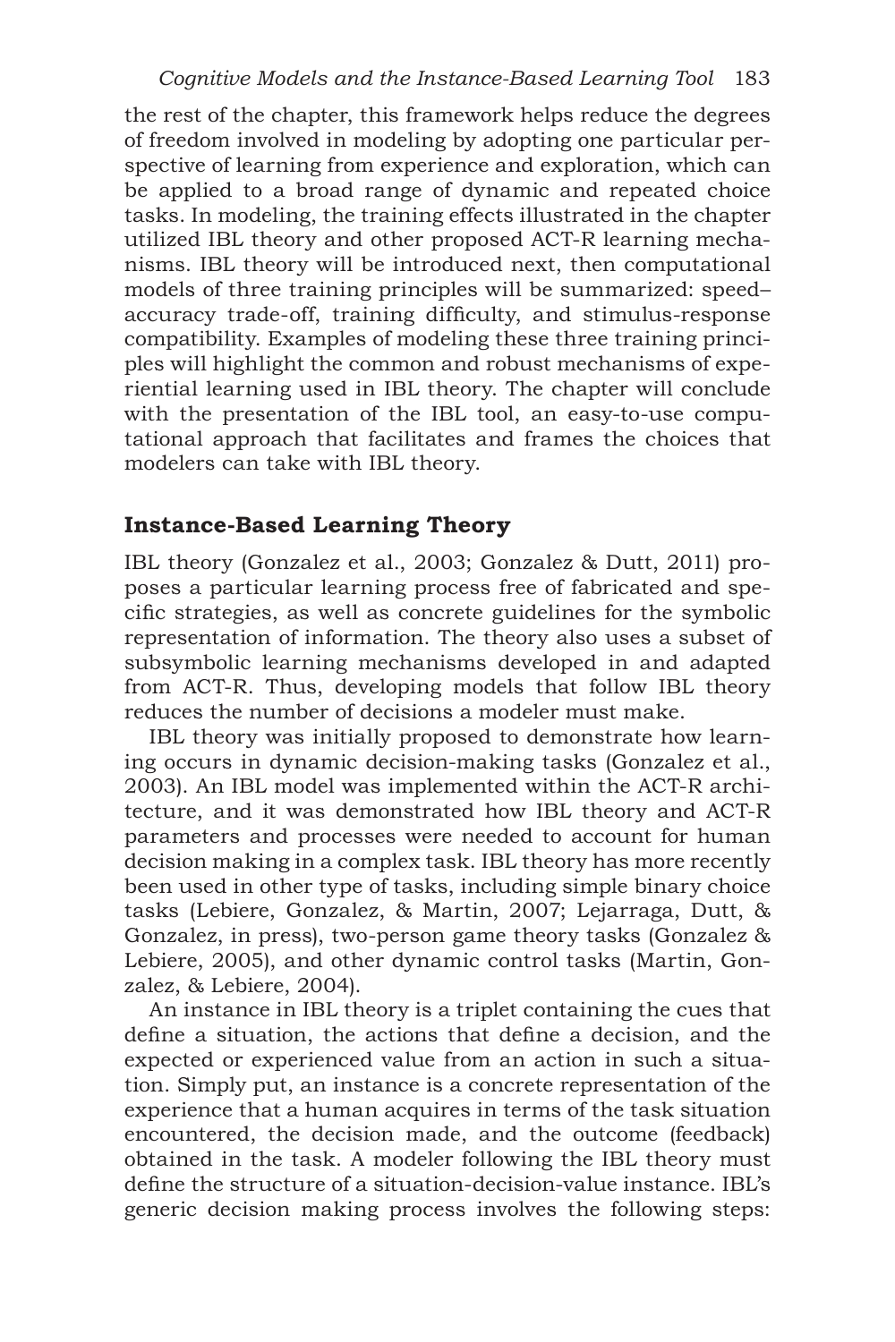the rest of the chapter, this framework helps reduce the degrees of freedom involved in modeling by adopting one particular perspective of learning from experience and exploration, which can be applied to a broad range of dynamic and repeated choice tasks. In modeling, the training effects illustrated in the chapter utilized IBL theory and other proposed ACT-R learning mechanisms. IBL theory will be introduced next, then computational models of three training principles will be summarized: speed–accuracy trade-off, training difficulty, and stimulus-response compatibility. Examples of modeling these three training principles will highlight the common and robust mechanisms of experiential learning used in IBL theory. The chapter will conclude with the presentation of the IBL tool, an easy-to-use computational approach that facilitates and frames the choices that modelers can take with IBL theory.

## Instance-Based Learning Theory

IBL theory (Gonzalez et al., 2003; Gonzalez & Dutt, 2011) proposes a particular learning process free of fabricated and specific strategies, as well as concrete guidelines for the symbolic representation of information. The theory also uses a subset of subsymbolic learning mechanisms developed in and adapted from ACT-R. Thus, developing models that follow IBL theory reduces the number of decisions a modeler must make.

IBL theory was initially proposed to demonstrate how learning occurs in dynamic decision-making tasks (Gonzalez et al., 2003). An IBL model was implemented within the ACT-R architecture, and it was demonstrated how IBL theory and ACT-R parameters and processes were needed to account for human decision making in a complex task. IBL theory has more recently been used in other type of tasks, including simple binary choice tasks (Lebiere, Gonzalez, & Martin, 2007; Lejarraga, Dutt, & Gonzalez, in press), two-person game theory tasks (Gonzalez & Lebiere, 2005), and other dynamic control tasks (Martin, Gonzalez, & Lebiere, 2004).

An instance in IBL theory is a triplet containing the cues that define a situation, the actions that define a decision, and the expected or experienced value from an action in such a situation. Simply put, an instance is a concrete representation of the experience that a human acquires in terms of the task situation encountered, the decision made, and the outcome (feedback) obtained in the task. A modeler following the IBL theory must define the structure of a situation-decision-value instance. IBL's generic decision making process involves the following steps: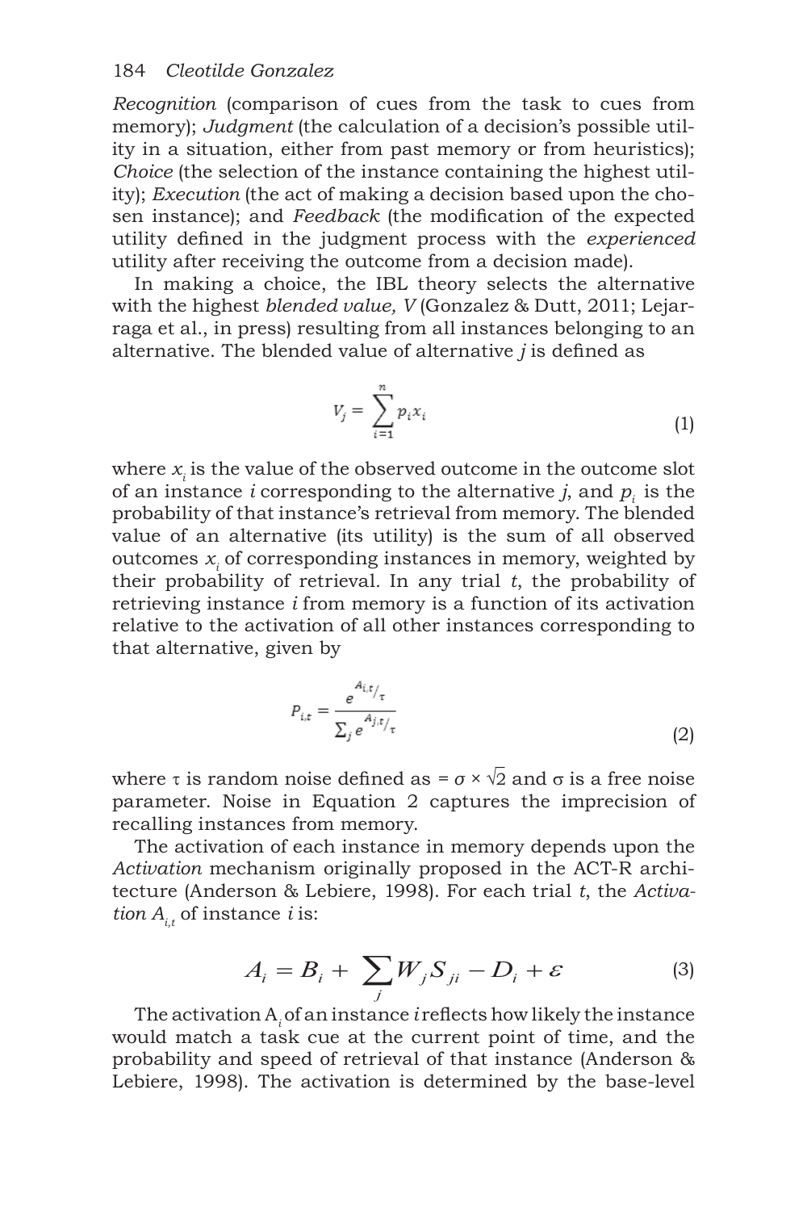*Recognition* (comparison of cues from the task to cues from memory); *Judgment* (the calculation of a decision's possible utility in a situation, either from past memory or from heuristics); *Choice* (the selection of the instance containing the highest utility); *Execution* (the act of making a decision based upon the chosen instance); and *Feedback* (the modification of the expected utility defined in the judgment process with the *experienced* utility after receiving the outcome from a decision made).

In making a choice, the IBL theory selects the alternative with the highest *blended value, V* (Gonzalez & Dutt, 2011; Lejarraga et al., in press) resulting from all instances belonging to an alternative. The blended value of alternative *j* is defined as

$$V_j = \sum_{i=1}^{n} p_i x_i \tag{1}$$

where $x_i$ is the value of the observed outcome in the outcome slot of an instance *i* corresponding to the alternative *j*, and $p_i$ is the probability of that instance's retrieval from memory. The blended value of an alternative (its utility) is the sum of all observed outcomes $x_i$ of corresponding instances in memory, weighted by their probability of retrieval. In any trial *t*, the probability of retrieving instance *i* from memory is a function of its activation relative to the activation of all other instances corresponding to that alternative, given by

$$P_{i,t} = \frac{e^{A_{i,t}/\tau}}{\sum_j e^{A_{j,t}/\tau}} \tag{2}$$

where τ is random noise defined as = $\sigma \times \sqrt{2}$ and σ is a free noise parameter. Noise in Equation 2 captures the imprecision of recalling instances from memory.

The activation of each instance in memory depends upon the *Activation* mechanism originally proposed in the ACT-R architecture (Anderson & Lebiere, 1998). For each trial *t*, the *Activation* $A_{i,t}$ of instance *i* is:

$$A_i = B_i + \sum_j W_j S_{ji} - D_i + \varepsilon \tag{3}$$

The activation $A_i$ of an instance *i* reflects how likely the instance would match a task cue at the current point of time, and the probability and speed of retrieval of that instance (Anderson & Lebiere, 1998). The activation is determined by the base-level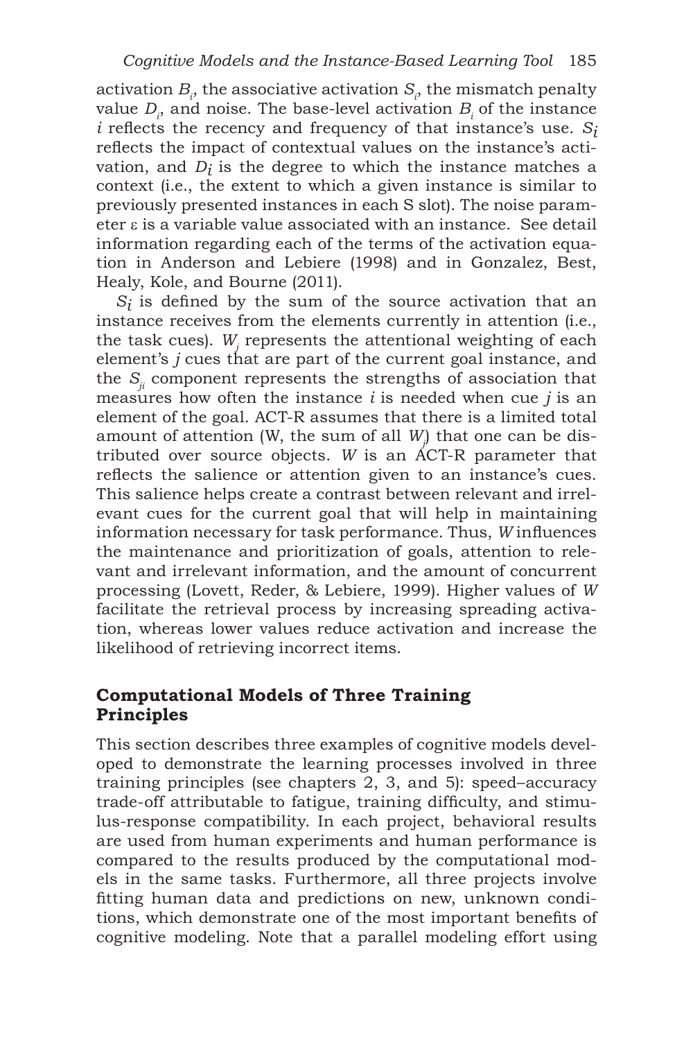activation $B_i$, the associative activation $S_i$, the mismatch penalty value $D_i$, and noise. The base-level activation $B_i$ of the instance $i$ reflects the recency and frequency of that instance's use. $S_i$ reflects the impact of contextual values on the instance's activation, and $D_i$ is the degree to which the instance matches a context (i.e., the extent to which a given instance is similar to previously presented instances in each S slot). The noise parameter $\varepsilon$ is a variable value associated with an instance. See detail information regarding each of the terms of the activation equation in Anderson and Lebiere (1998) and in Gonzalez, Best, Healy, Kole, and Bourne (2011).

$S_i$ is defined by the sum of the source activation that an instance receives from the elements currently in attention (i.e., the task cues). $W_j$ represents the attentional weighting of each element's $j$ cues that are part of the current goal instance, and the $S_{ji}$ component represents the strengths of association that measures how often the instance $i$ is needed when cue $j$ is an element of the goal. ACT-R assumes that there is a limited total amount of attention (W, the sum of all $W_j$) that one can be distributed over source objects. $W$ is an ACT-R parameter that reflects the salience or attention given to an instance's cues. This salience helps create a contrast between relevant and irrelevant cues for the current goal that will help in maintaining information necessary for task performance. Thus, $W$ influences the maintenance and prioritization of goals, attention to relevant and irrelevant information, and the amount of concurrent processing (Lovett, Reder, & Lebiere, 1999). Higher values of $W$ facilitate the retrieval process by increasing spreading activation, whereas lower values reduce activation and increase the likelihood of retrieving incorrect items.

## Computational Models of Three Training Principles

This section describes three examples of cognitive models developed to demonstrate the learning processes involved in three training principles (see chapters 2, 3, and 5): speed–accuracy trade-off attributable to fatigue, training difficulty, and stimulus-response compatibility. In each project, behavioral results are used from human experiments and human performance is compared to the results produced by the computational models in the same tasks. Furthermore, all three projects involve fitting human data and predictions on new, unknown conditions, which demonstrate one of the most important benefits of cognitive modeling. Note that a parallel modeling effort using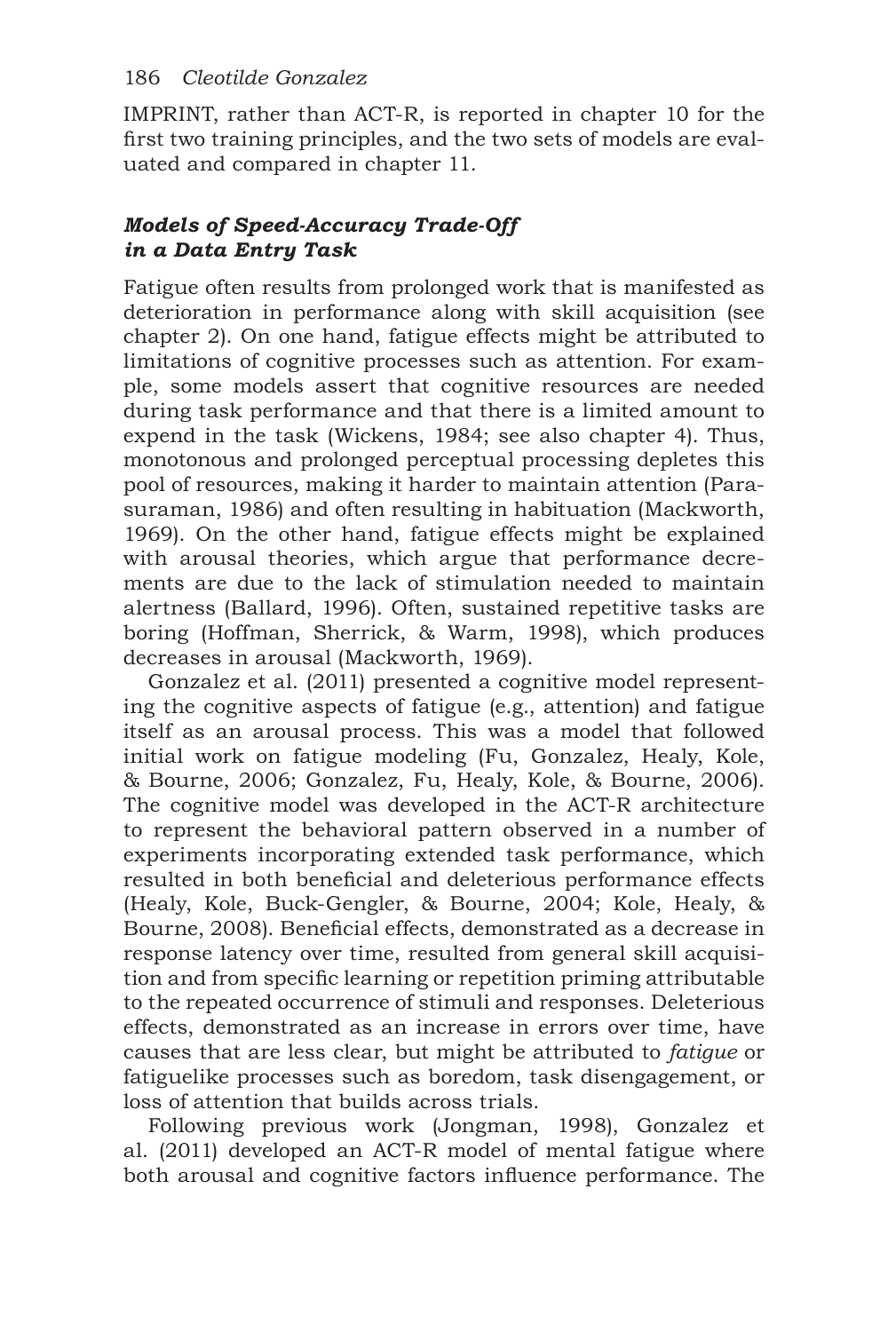IMPRINT, rather than ACT-R, is reported in chapter 10 for the first two training principles, and the two sets of models are evaluated and compared in chapter 11.

### *Models of Speed-Accuracy Trade-Off in a Data Entry Task*

Fatigue often results from prolonged work that is manifested as deterioration in performance along with skill acquisition (see chapter 2). On one hand, fatigue effects might be attributed to limitations of cognitive processes such as attention. For example, some models assert that cognitive resources are needed during task performance and that there is a limited amount to expend in the task (Wickens, 1984; see also chapter 4). Thus, monotonous and prolonged perceptual processing depletes this pool of resources, making it harder to maintain attention (Parasuraman, 1986) and often resulting in habituation (Mackworth, 1969). On the other hand, fatigue effects might be explained with arousal theories, which argue that performance decrements are due to the lack of stimulation needed to maintain alertness (Ballard, 1996). Often, sustained repetitive tasks are boring (Hoffman, Sherrick, & Warm, 1998), which produces decreases in arousal (Mackworth, 1969).

Gonzalez et al. (2011) presented a cognitive model representing the cognitive aspects of fatigue (e.g., attention) and fatigue itself as an arousal process. This was a model that followed initial work on fatigue modeling (Fu, Gonzalez, Healy, Kole, & Bourne, 2006; Gonzalez, Fu, Healy, Kole, & Bourne, 2006). The cognitive model was developed in the ACT-R architecture to represent the behavioral pattern observed in a number of experiments incorporating extended task performance, which resulted in both beneficial and deleterious performance effects (Healy, Kole, Buck-Gengler, & Bourne, 2004; Kole, Healy, & Bourne, 2008). Beneficial effects, demonstrated as a decrease in response latency over time, resulted from general skill acquisition and from specific learning or repetition priming attributable to the repeated occurrence of stimuli and responses. Deleterious effects, demonstrated as an increase in errors over time, have causes that are less clear, but might be attributed to *fatigue* or fatiguelike processes such as boredom, task disengagement, or loss of attention that builds across trials.

Following previous work (Jongman, 1998), Gonzalez et al. (2011) developed an ACT-R model of mental fatigue where both arousal and cognitive factors influence performance. The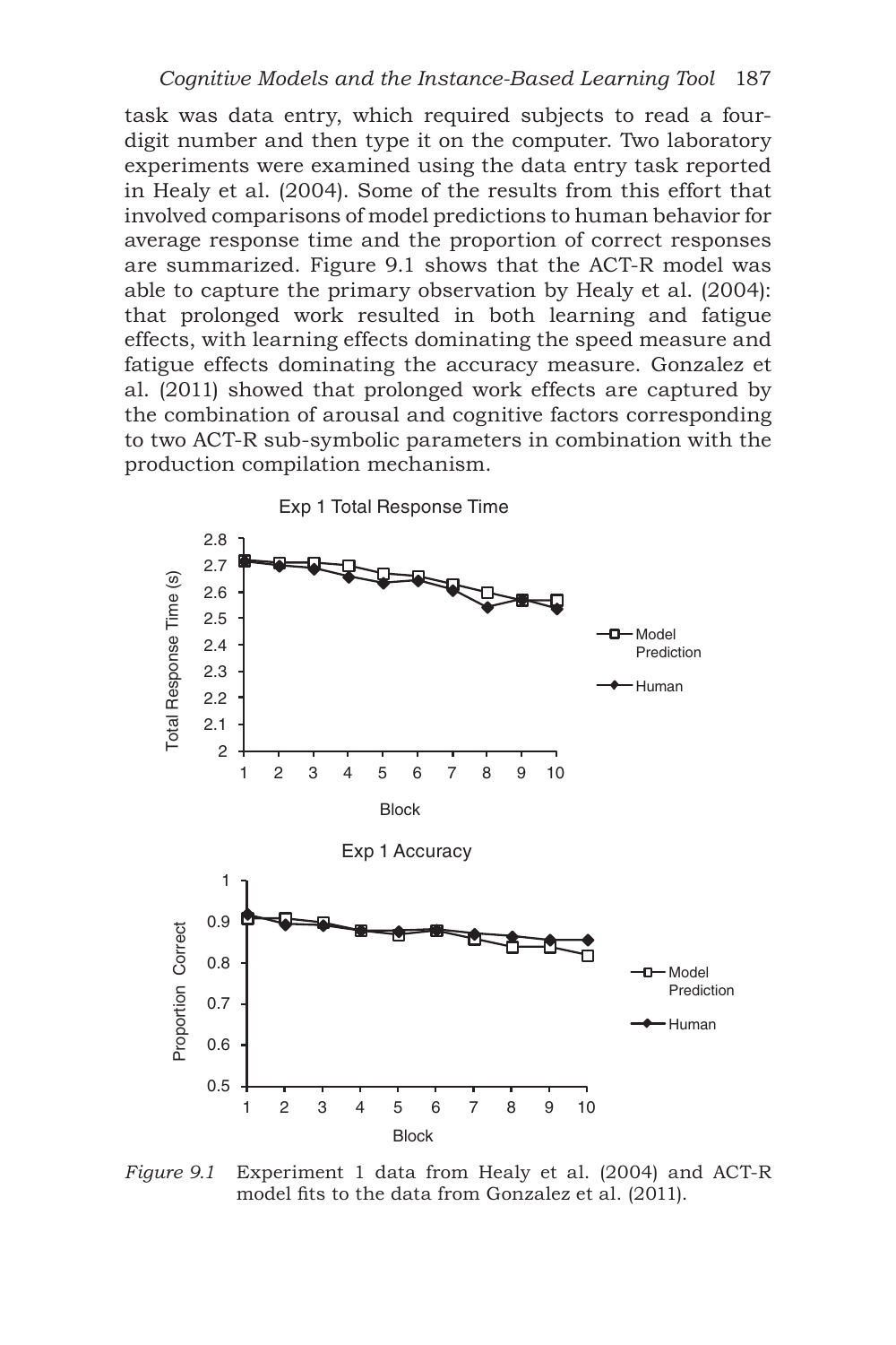task was data entry, which required subjects to read a four-digit number and then type it on the computer. Two laboratory experiments were examined using the data entry task reported in Healy et al. (2004). Some of the results from this effort that involved comparisons of model predictions to human behavior for average response time and the proportion of correct responses are summarized. Figure 9.1 shows that the ACT-R model was able to capture the primary observation by Healy et al. (2004): that prolonged work resulted in both learning and fatigue effects, with learning effects dominating the speed measure and fatigue effects dominating the accuracy measure. Gonzalez et al. (2011) showed that prolonged work effects are captured by the combination of arousal and cognitive factors corresponding to two ACT-R sub-symbolic parameters in combination with the production compilation mechanism.

*Figure 9.1* Experiment 1 data from Healy et al. (2004) and ACT-R model fits to the data from Gonzalez et al. (2011).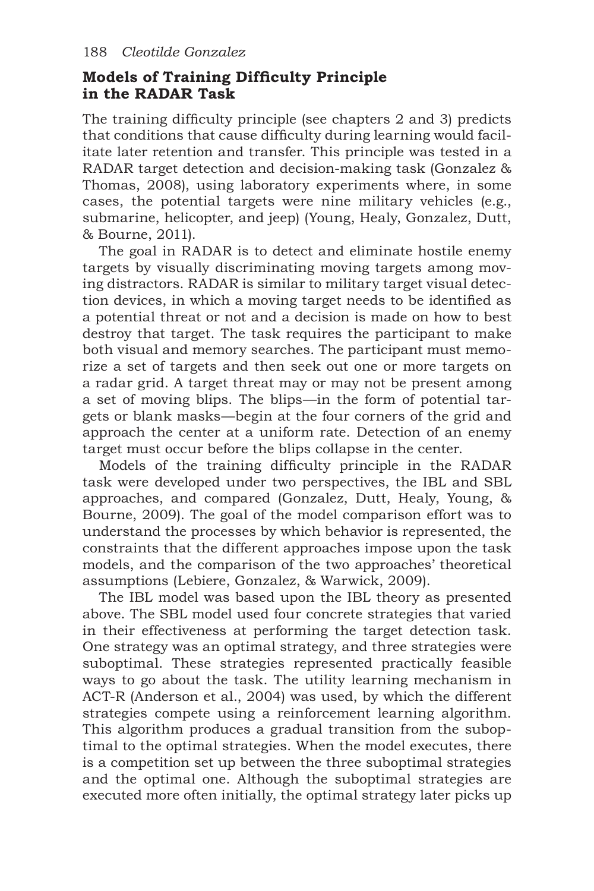## Models of Training Difficulty Principle in the RADAR Task

The training difficulty principle (see chapters 2 and 3) predicts that conditions that cause difficulty during learning would facilitate later retention and transfer. This principle was tested in a RADAR target detection and decision-making task (Gonzalez & Thomas, 2008), using laboratory experiments where, in some cases, the potential targets were nine military vehicles (e.g., submarine, helicopter, and jeep) (Young, Healy, Gonzalez, Dutt, & Bourne, 2011).

The goal in RADAR is to detect and eliminate hostile enemy targets by visually discriminating moving targets among moving distractors. RADAR is similar to military target visual detection devices, in which a moving target needs to be identified as a potential threat or not and a decision is made on how to best destroy that target. The task requires the participant to make both visual and memory searches. The participant must memorize a set of targets and then seek out one or more targets on a radar grid. A target threat may or may not be present among a set of moving blips. The blips—in the form of potential targets or blank masks—begin at the four corners of the grid and approach the center at a uniform rate. Detection of an enemy target must occur before the blips collapse in the center.

Models of the training difficulty principle in the RADAR task were developed under two perspectives, the IBL and SBL approaches, and compared (Gonzalez, Dutt, Healy, Young, & Bourne, 2009). The goal of the model comparison effort was to understand the processes by which behavior is represented, the constraints that the different approaches impose upon the task models, and the comparison of the two approaches' theoretical assumptions (Lebiere, Gonzalez, & Warwick, 2009).

The IBL model was based upon the IBL theory as presented above. The SBL model used four concrete strategies that varied in their effectiveness at performing the target detection task. One strategy was an optimal strategy, and three strategies were suboptimal. These strategies represented practically feasible ways to go about the task. The utility learning mechanism in ACT-R (Anderson et al., 2004) was used, by which the different strategies compete using a reinforcement learning algorithm. This algorithm produces a gradual transition from the suboptimal to the optimal strategies. When the model executes, there is a competition set up between the three suboptimal strategies and the optimal one. Although the suboptimal strategies are executed more often initially, the optimal strategy later picks up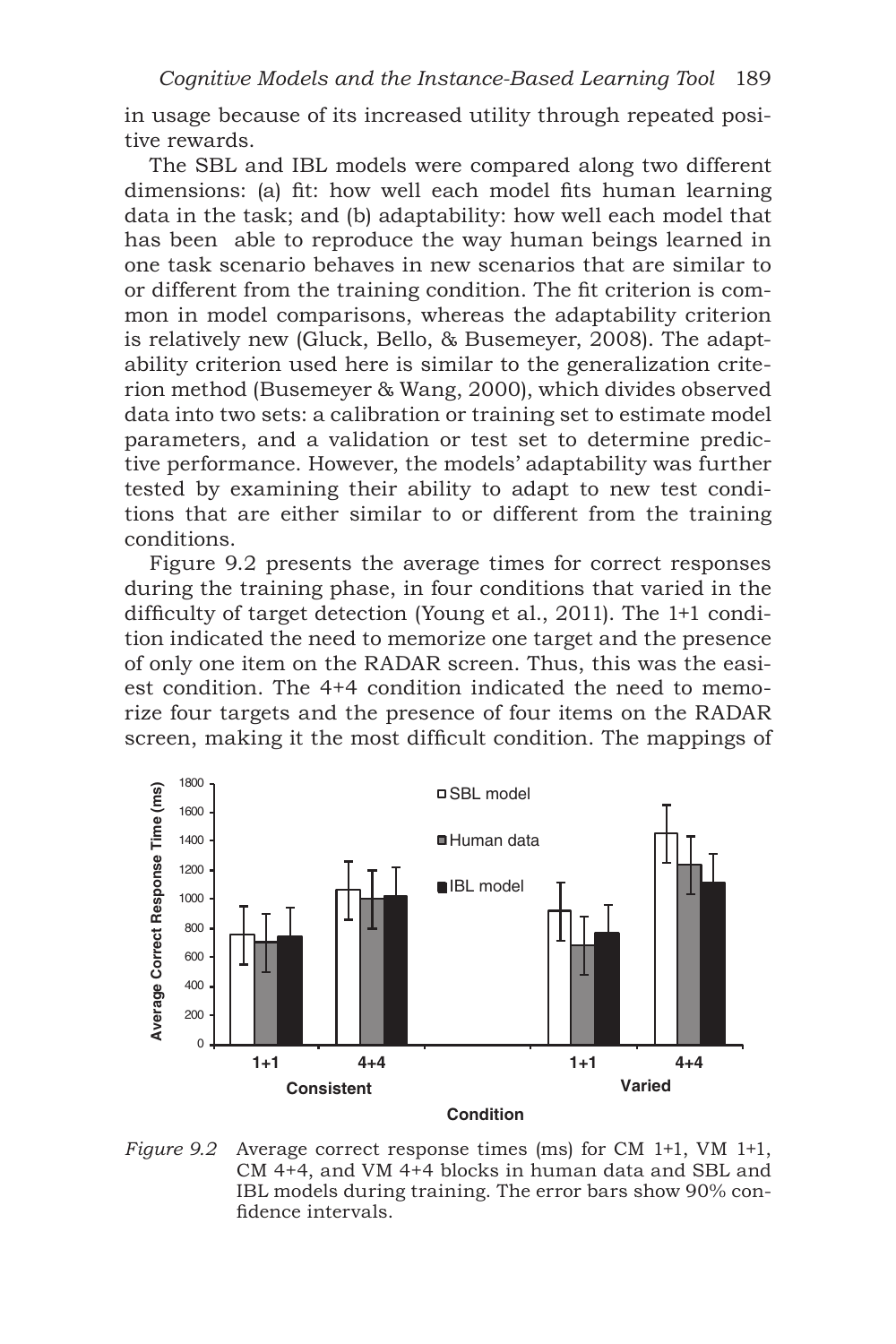in usage because of its increased utility through repeated positive rewards.

The SBL and IBL models were compared along two different dimensions: (a) fit: how well each model fits human learning data in the task; and (b) adaptability: how well each model that has been able to reproduce the way human beings learned in one task scenario behaves in new scenarios that are similar to or different from the training condition. The fit criterion is common in model comparisons, whereas the adaptability criterion is relatively new (Gluck, Bello, & Busemeyer, 2008). The adaptability criterion used here is similar to the generalization criterion method (Busemeyer & Wang, 2000), which divides observed data into two sets: a calibration or training set to estimate model parameters, and a validation or test set to determine predictive performance. However, the models' adaptability was further tested by examining their ability to adapt to new test conditions that are either similar to or different from the training conditions.

Figure 9.2 presents the average times for correct responses during the training phase, in four conditions that varied in the difficulty of target detection (Young et al., 2011). The 1+1 condition indicated the need to memorize one target and the presence of only one item on the RADAR screen. Thus, this was the easiest condition. The 4+4 condition indicated the need to memorize four targets and the presence of four items on the RADAR screen, making it the most difficult condition. The mappings of

*Figure 9.2* Average correct response times (ms) for CM 1+1, VM 1+1, CM 4+4, and VM 4+4 blocks in human data and SBL and IBL models during training. The error bars show 90% confidence intervals.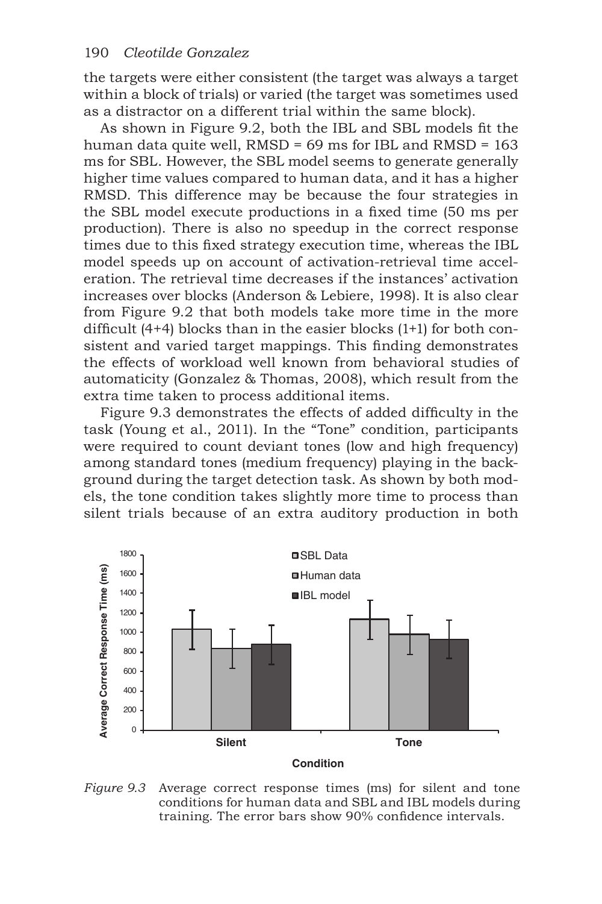the targets were either consistent (the target was always a target within a block of trials) or varied (the target was sometimes used as a distractor on a different trial within the same block).

As shown in Figure 9.2, both the IBL and SBL models fit the human data quite well, RMSD = 69 ms for IBL and RMSD = 163 ms for SBL. However, the SBL model seems to generate generally higher time values compared to human data, and it has a higher RMSD. This difference may be because the four strategies in the SBL model execute productions in a fixed time (50 ms per production). There is also no speedup in the correct response times due to this fixed strategy execution time, whereas the IBL model speeds up on account of activation-retrieval time acceleration. The retrieval time decreases if the instances' activation increases over blocks (Anderson & Lebiere, 1998). It is also clear from Figure 9.2 that both models take more time in the more difficult (4+4) blocks than in the easier blocks (1+1) for both consistent and varied target mappings. This finding demonstrates the effects of workload well known from behavioral studies of automaticity (Gonzalez & Thomas, 2008), which result from the extra time taken to process additional items.

Figure 9.3 demonstrates the effects of added difficulty in the task (Young et al., 2011). In the "Tone" condition, participants were required to count deviant tones (low and high frequency) among standard tones (medium frequency) playing in the background during the target detection task. As shown by both models, the tone condition takes slightly more time to process than silent trials because of an extra auditory production in both

*Figure 9.3* Average correct response times (ms) for silent and tone conditions for human data and SBL and IBL models during training. The error bars show 90% confidence intervals.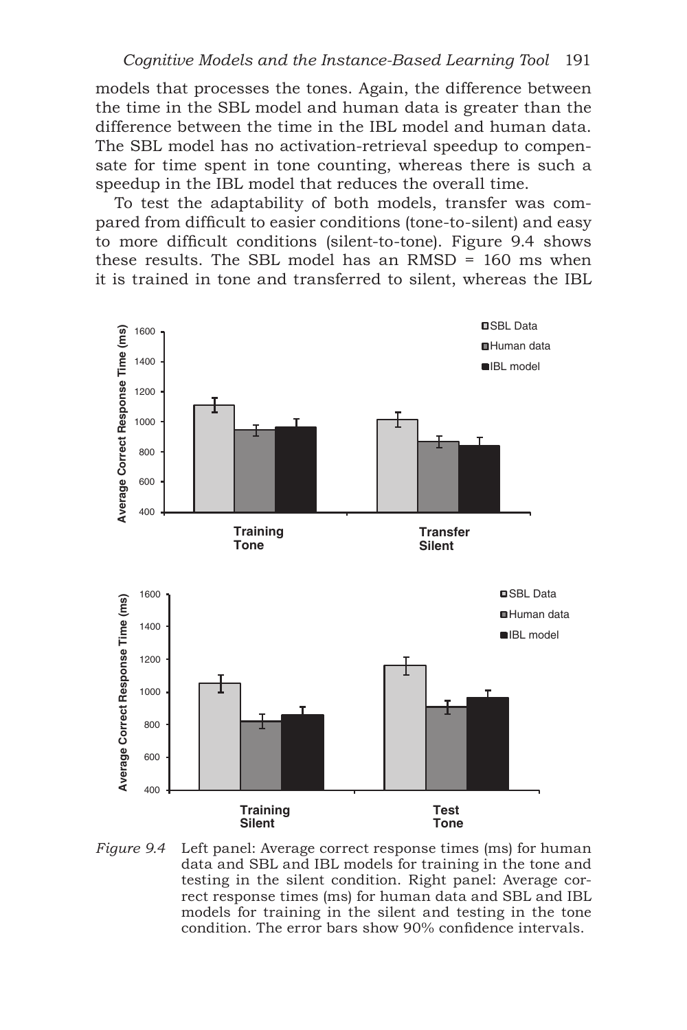models that processes the tones. Again, the difference between the time in the SBL model and human data is greater than the difference between the time in the IBL model and human data. The SBL model has no activation-retrieval speedup to compensate for time spent in tone counting, whereas there is such a speedup in the IBL model that reduces the overall time.

To test the adaptability of both models, transfer was compared from difficult to easier conditions (tone-to-silent) and easy to more difficult conditions (silent-to-tone). Figure 9.4 shows these results. The SBL model has an RMSD = 160 ms when it is trained in tone and transferred to silent, whereas the IBL

*Figure 9.4* Left panel: Average correct response times (ms) for human data and SBL and IBL models for training in the tone and testing in the silent condition. Right panel: Average correct response times (ms) for human data and SBL and IBL models for training in the silent and testing in the tone condition. The error bars show 90% confidence intervals.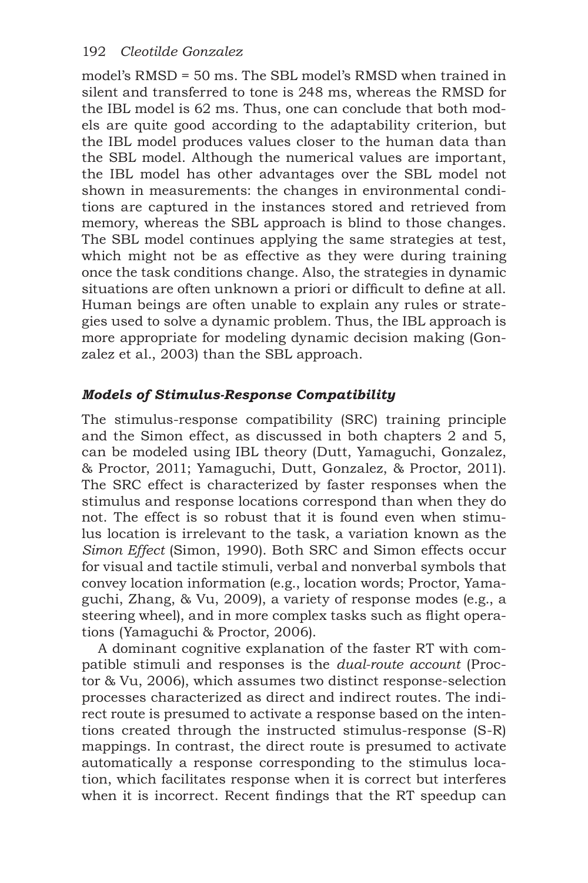model's RMSD = 50 ms. The SBL model's RMSD when trained in silent and transferred to tone is 248 ms, whereas the RMSD for the IBL model is 62 ms. Thus, one can conclude that both models are quite good according to the adaptability criterion, but the IBL model produces values closer to the human data than the SBL model. Although the numerical values are important, the IBL model has other advantages over the SBL model not shown in measurements: the changes in environmental conditions are captured in the instances stored and retrieved from memory, whereas the SBL approach is blind to those changes. The SBL model continues applying the same strategies at test, which might not be as effective as they were during training once the task conditions change. Also, the strategies in dynamic situations are often unknown a priori or difficult to define at all. Human beings are often unable to explain any rules or strategies used to solve a dynamic problem. Thus, the IBL approach is more appropriate for modeling dynamic decision making (Gonzalez et al., 2003) than the SBL approach.

### *Models of Stimulus-Response Compatibility*

The stimulus-response compatibility (SRC) training principle and the Simon effect, as discussed in both chapters 2 and 5, can be modeled using IBL theory (Dutt, Yamaguchi, Gonzalez, & Proctor, 2011; Yamaguchi, Dutt, Gonzalez, & Proctor, 2011). The SRC effect is characterized by faster responses when the stimulus and response locations correspond than when they do not. The effect is so robust that it is found even when stimulus location is irrelevant to the task, a variation known as the *Simon Effect* (Simon, 1990). Both SRC and Simon effects occur for visual and tactile stimuli, verbal and nonverbal symbols that convey location information (e.g., location words; Proctor, Yamaguchi, Zhang, & Vu, 2009), a variety of response modes (e.g., a steering wheel), and in more complex tasks such as flight operations (Yamaguchi & Proctor, 2006).

A dominant cognitive explanation of the faster RT with compatible stimuli and responses is the *dual-route account* (Proctor & Vu, 2006), which assumes two distinct response-selection processes characterized as direct and indirect routes. The indirect route is presumed to activate a response based on the intentions created through the instructed stimulus-response (S-R) mappings. In contrast, the direct route is presumed to activate automatically a response corresponding to the stimulus location, which facilitates response when it is correct but interferes when it is incorrect. Recent findings that the RT speedup can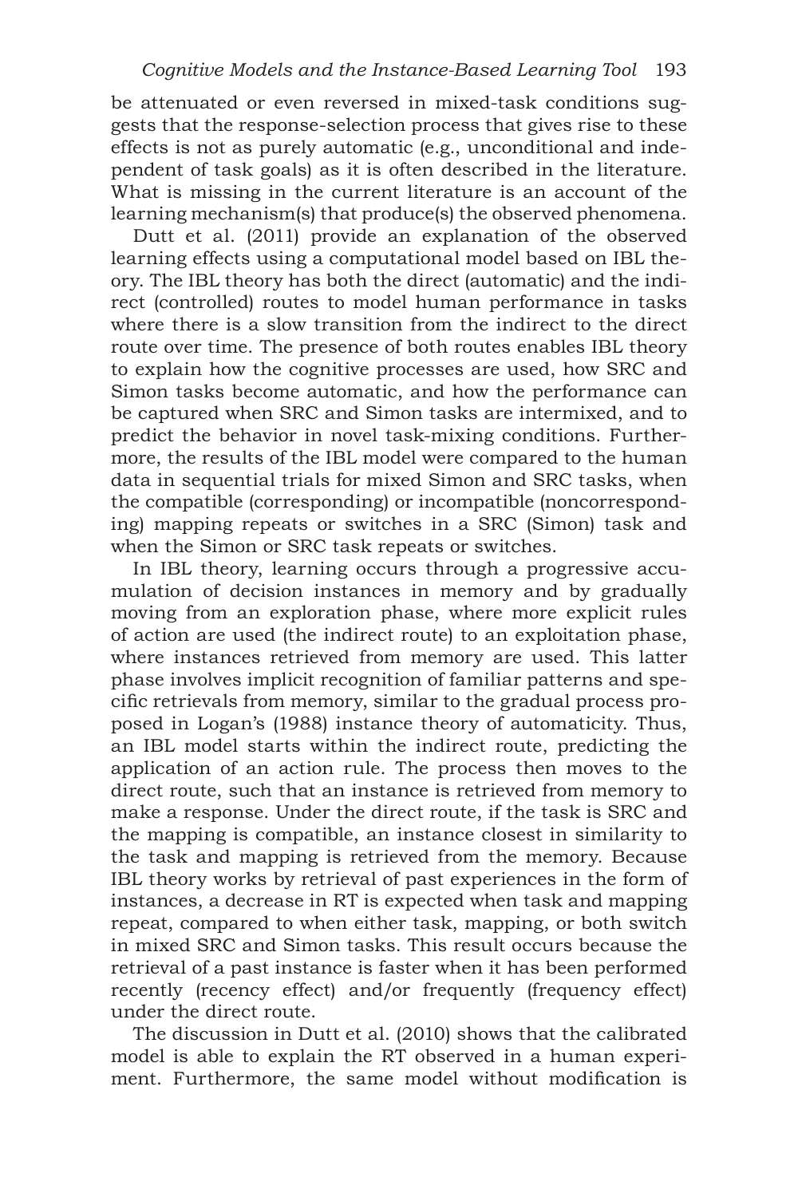be attenuated or even reversed in mixed-task conditions suggests that the response-selection process that gives rise to these effects is not as purely automatic (e.g., unconditional and independent of task goals) as it is often described in the literature. What is missing in the current literature is an account of the learning mechanism(s) that produce(s) the observed phenomena.

Dutt et al. (2011) provide an explanation of the observed learning effects using a computational model based on IBL theory. The IBL theory has both the direct (automatic) and the indirect (controlled) routes to model human performance in tasks where there is a slow transition from the indirect to the direct route over time. The presence of both routes enables IBL theory to explain how the cognitive processes are used, how SRC and Simon tasks become automatic, and how the performance can be captured when SRC and Simon tasks are intermixed, and to predict the behavior in novel task-mixing conditions. Furthermore, the results of the IBL model were compared to the human data in sequential trials for mixed Simon and SRC tasks, when the compatible (corresponding) or incompatible (noncorresponding) mapping repeats or switches in a SRC (Simon) task and when the Simon or SRC task repeats or switches.

In IBL theory, learning occurs through a progressive accumulation of decision instances in memory and by gradually moving from an exploration phase, where more explicit rules of action are used (the indirect route) to an exploitation phase, where instances retrieved from memory are used. This latter phase involves implicit recognition of familiar patterns and specific retrievals from memory, similar to the gradual process proposed in Logan's (1988) instance theory of automaticity. Thus, an IBL model starts within the indirect route, predicting the application of an action rule. The process then moves to the direct route, such that an instance is retrieved from memory to make a response. Under the direct route, if the task is SRC and the mapping is compatible, an instance closest in similarity to the task and mapping is retrieved from the memory. Because IBL theory works by retrieval of past experiences in the form of instances, a decrease in RT is expected when task and mapping repeat, compared to when either task, mapping, or both switch in mixed SRC and Simon tasks. This result occurs because the retrieval of a past instance is faster when it has been performed recently (recency effect) and/or frequently (frequency effect) under the direct route.

The discussion in Dutt et al. (2010) shows that the calibrated model is able to explain the RT observed in a human experiment. Furthermore, the same model without modification is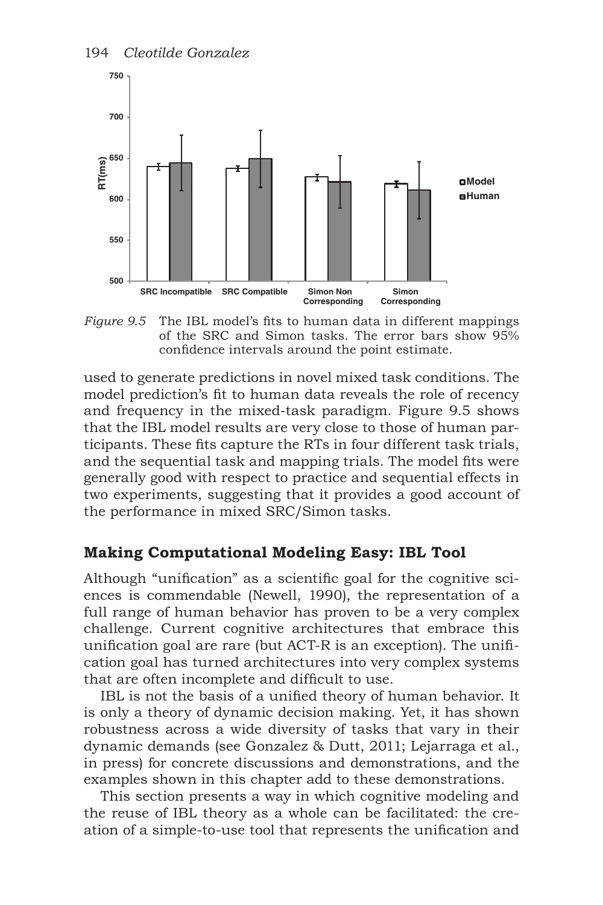*Figure 9.5* The IBL model's fits to human data in different mappings of the SRC and Simon tasks. The error bars show 95% confidence intervals around the point estimate.

used to generate predictions in novel mixed task conditions. The model prediction's fit to human data reveals the role of recency and frequency in the mixed-task paradigm. Figure 9.5 shows that the IBL model results are very close to those of human participants. These fits capture the RTs in four different task trials, and the sequential task and mapping trials. The model fits were generally good with respect to practice and sequential effects in two experiments, suggesting that it provides a good account of the performance in mixed SRC/Simon tasks.

## Making Computational Modeling Easy: IBL Tool

Although "unification" as a scientific goal for the cognitive sciences is commendable (Newell, 1990), the representation of a full range of human behavior has proven to be a very complex challenge. Current cognitive architectures that embrace this unification goal are rare (but ACT-R is an exception). The unification goal has turned architectures into very complex systems that are often incomplete and difficult to use.

IBL is not the basis of a unified theory of human behavior. It is only a theory of dynamic decision making. Yet, it has shown robustness across a wide diversity of tasks that vary in their dynamic demands (see Gonzalez & Dutt, 2011; Lejarraga et al., in press) for concrete discussions and demonstrations, and the examples shown in this chapter add to these demonstrations.

This section presents a way in which cognitive modeling and the reuse of IBL theory as a whole can be facilitated: the creation of a simple-to-use tool that represents the unification and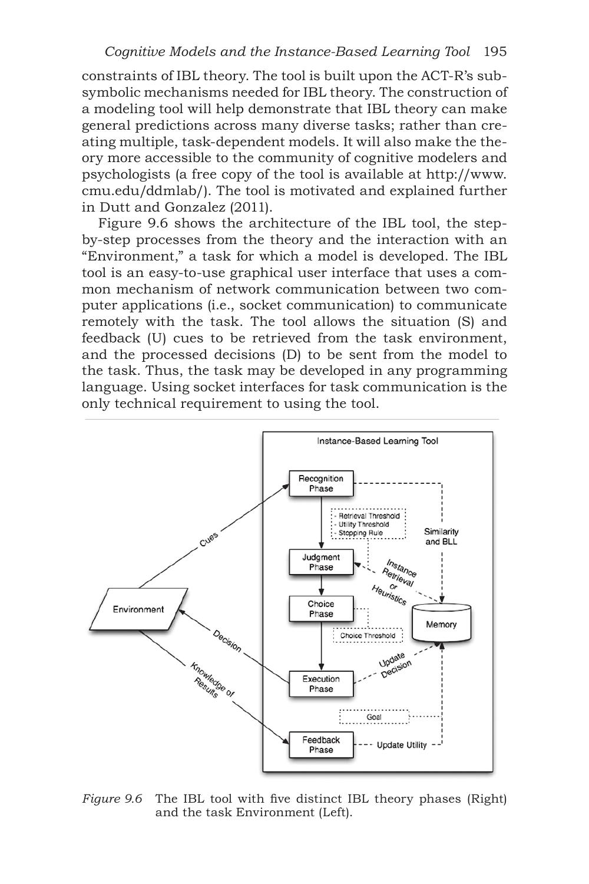constraints of IBL theory. The tool is built upon the ACT-R's subsymbolic mechanisms needed for IBL theory. The construction of a modeling tool will help demonstrate that IBL theory can make general predictions across many diverse tasks; rather than creating multiple, task-dependent models. It will also make the theory more accessible to the community of cognitive modelers and psychologists (a free copy of the tool is available at http://www.cmu.edu/ddmlab/). The tool is motivated and explained further in Dutt and Gonzalez (2011).

Figure 9.6 shows the architecture of the IBL tool, the step-by-step processes from the theory and the interaction with an "Environment," a task for which a model is developed. The IBL tool is an easy-to-use graphical user interface that uses a common mechanism of network communication between two computer applications (i.e., socket communication) to communicate remotely with the task. The tool allows the situation (S) and feedback (U) cues to be retrieved from the task environment, and the processed decisions (D) to be sent from the model to the task. Thus, the task may be developed in any programming language. Using socket interfaces for task communication is the only technical requirement to using the tool.

*Figure 9.6* The IBL tool with five distinct IBL theory phases (Right) and the task Environment (Left).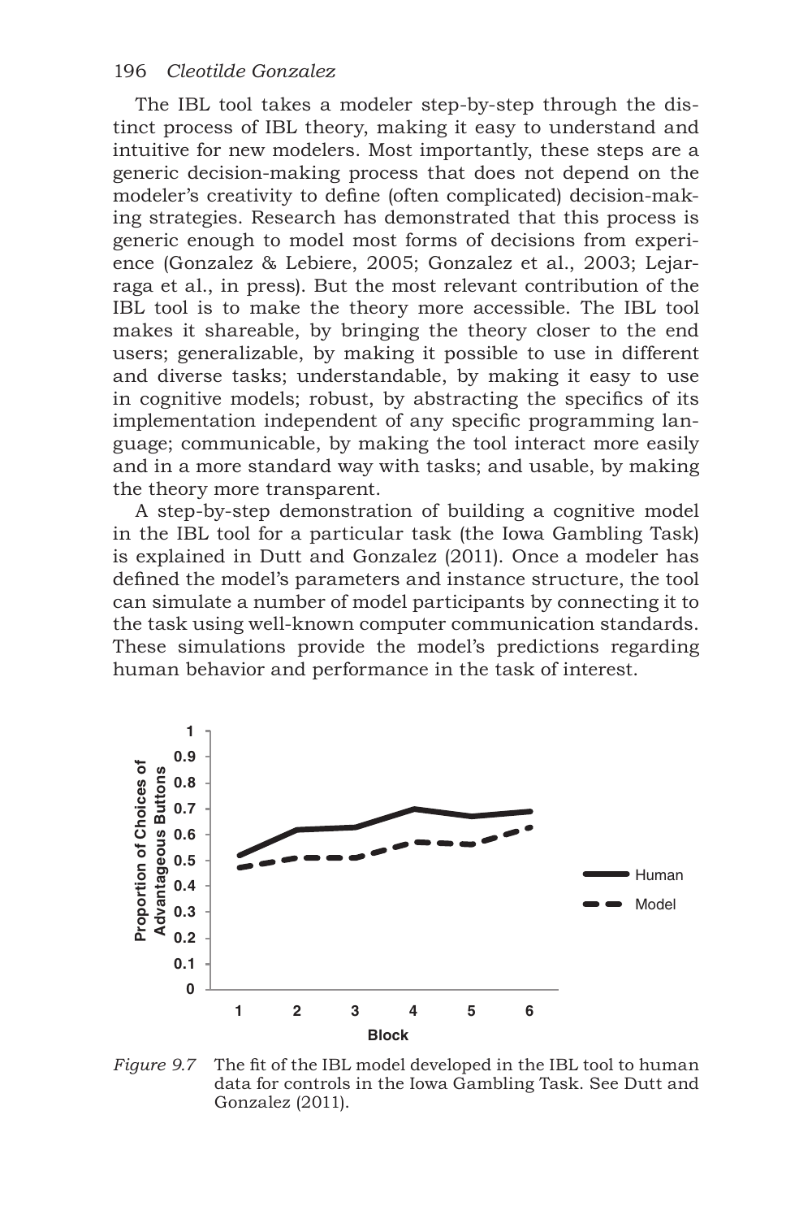The IBL tool takes a modeler step-by-step through the distinct process of IBL theory, making it easy to understand and intuitive for new modelers. Most importantly, these steps are a generic decision-making process that does not depend on the modeler's creativity to define (often complicated) decision-making strategies. Research has demonstrated that this process is generic enough to model most forms of decisions from experience (Gonzalez & Lebiere, 2005; Gonzalez et al., 2003; Lejarraga et al., in press). But the most relevant contribution of the IBL tool is to make the theory more accessible. The IBL tool makes it shareable, by bringing the theory closer to the end users; generalizable, by making it possible to use in different and diverse tasks; understandable, by making it easy to use in cognitive models; robust, by abstracting the specifics of its implementation independent of any specific programming language; communicable, by making the tool interact more easily and in a more standard way with tasks; and usable, by making the theory more transparent.

A step-by-step demonstration of building a cognitive model in the IBL tool for a particular task (the Iowa Gambling Task) is explained in Dutt and Gonzalez (2011). Once a modeler has defined the model's parameters and instance structure, the tool can simulate a number of model participants by connecting it to the task using well-known computer communication standards. These simulations provide the model's predictions regarding human behavior and performance in the task of interest.

*Figure 9.7* The fit of the IBL model developed in the IBL tool to human data for controls in the Iowa Gambling Task. See Dutt and Gonzalez (2011).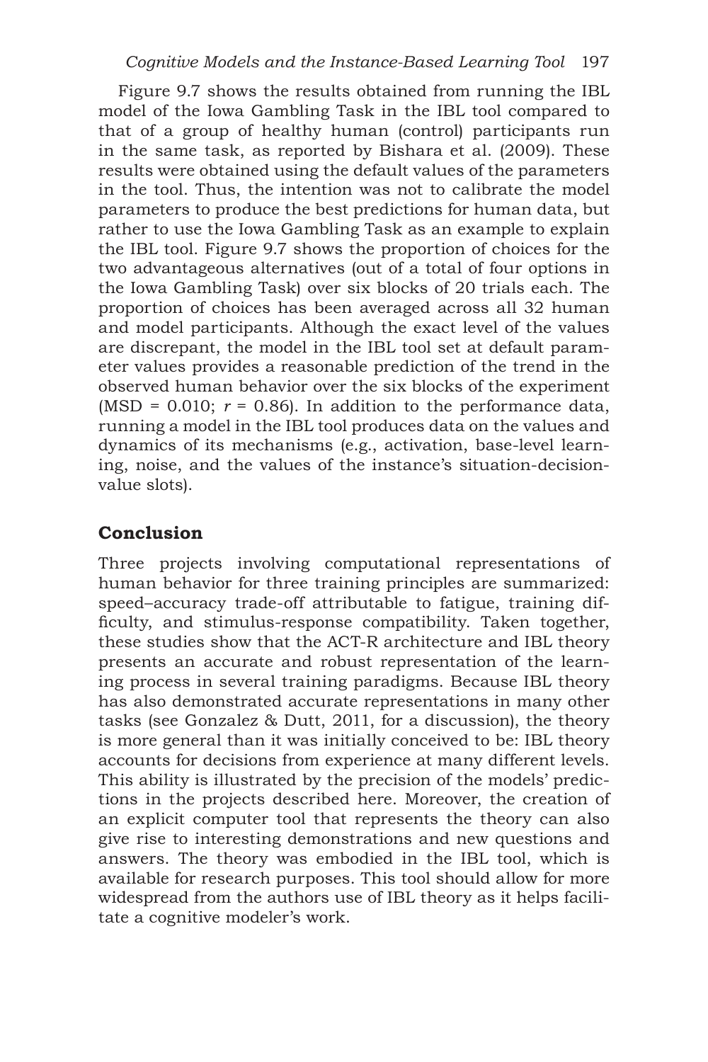Figure 9.7 shows the results obtained from running the IBL model of the Iowa Gambling Task in the IBL tool compared to that of a group of healthy human (control) participants run in the same task, as reported by Bishara et al. (2009). These results were obtained using the default values of the parameters in the tool. Thus, the intention was not to calibrate the model parameters to produce the best predictions for human data, but rather to use the Iowa Gambling Task as an example to explain the IBL tool. Figure 9.7 shows the proportion of choices for the two advantageous alternatives (out of a total of four options in the Iowa Gambling Task) over six blocks of 20 trials each. The proportion of choices has been averaged across all 32 human and model participants. Although the exact level of the values are discrepant, the model in the IBL tool set at default parameter values provides a reasonable prediction of the trend in the observed human behavior over the six blocks of the experiment (MSD = 0.010; $r$ = 0.86). In addition to the performance data, running a model in the IBL tool produces data on the values and dynamics of its mechanisms (e.g., activation, base-level learning, noise, and the values of the instance's situation-decision-value slots).

## Conclusion

Three projects involving computational representations of human behavior for three training principles are summarized: speed–accuracy trade-off attributable to fatigue, training difficulty, and stimulus-response compatibility. Taken together, these studies show that the ACT-R architecture and IBL theory presents an accurate and robust representation of the learning process in several training paradigms. Because IBL theory has also demonstrated accurate representations in many other tasks (see Gonzalez & Dutt, 2011, for a discussion), the theory is more general than it was initially conceived to be: IBL theory accounts for decisions from experience at many different levels. This ability is illustrated by the precision of the models' predictions in the projects described here. Moreover, the creation of an explicit computer tool that represents the theory can also give rise to interesting demonstrations and new questions and answers. The theory was embodied in the IBL tool, which is available for research purposes. This tool should allow for more widespread from the authors use of IBL theory as it helps facilitate a cognitive modeler's work.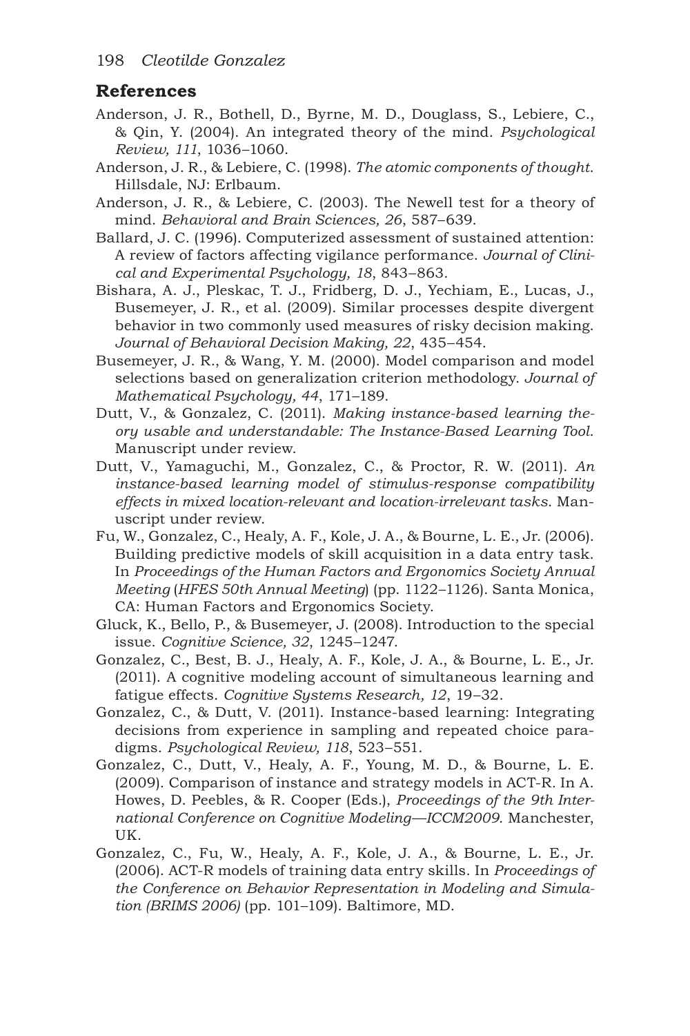## References

Anderson, J. R., Bothell, D., Byrne, M. D., Douglass, S., Lebiere, C., & Qin, Y. (2004). An integrated theory of the mind. *Psychological Review, 111*, 1036–1060.

Anderson, J. R., & Lebiere, C. (1998). *The atomic components of thought*. Hillsdale, NJ: Erlbaum.

Anderson, J. R., & Lebiere, C. (2003). The Newell test for a theory of mind. *Behavioral and Brain Sciences, 26*, 587–639.

Ballard, J. C. (1996). Computerized assessment of sustained attention: A review of factors affecting vigilance performance. *Journal of Clinical and Experimental Psychology, 18*, 843–863.

Bishara, A. J., Pleskac, T. J., Fridberg, D. J., Yechiam, E., Lucas, J., Busemeyer, J. R., et al. (2009). Similar processes despite divergent behavior in two commonly used measures of risky decision making. *Journal of Behavioral Decision Making, 22*, 435–454.

Busemeyer, J. R., & Wang, Y. M. (2000). Model comparison and model selections based on generalization criterion methodology. *Journal of Mathematical Psychology, 44*, 171–189.

Dutt, V., & Gonzalez, C. (2011). *Making instance-based learning theory usable and understandable: The Instance-Based Learning Tool*. Manuscript under review.

Dutt, V., Yamaguchi, M., Gonzalez, C., & Proctor, R. W. (2011). *An instance-based learning model of stimulus-response compatibility effects in mixed location-relevant and location-irrelevant tasks*. Manuscript under review.

Fu, W., Gonzalez, C., Healy, A. F., Kole, J. A., & Bourne, L. E., Jr. (2006). Building predictive models of skill acquisition in a data entry task. In *Proceedings of the Human Factors and Ergonomics Society Annual Meeting* (*HFES 50th Annual Meeting*) (pp. 1122–1126). Santa Monica, CA: Human Factors and Ergonomics Society.

Gluck, K., Bello, P., & Busemeyer, J. (2008). Introduction to the special issue. *Cognitive Science, 32*, 1245–1247.

Gonzalez, C., Best, B. J., Healy, A. F., Kole, J. A., & Bourne, L. E., Jr. (2011). A cognitive modeling account of simultaneous learning and fatigue effects. *Cognitive Systems Research, 12*, 19–32.

Gonzalez, C., & Dutt, V. (2011). Instance-based learning: Integrating decisions from experience in sampling and repeated choice paradigms. *Psychological Review, 118*, 523–551.

Gonzalez, C., Dutt, V., Healy, A. F., Young, M. D., & Bourne, L. E. (2009). Comparison of instance and strategy models in ACT-R. In A. Howes, D. Peebles, & R. Cooper (Eds.), *Proceedings of the 9th International Conference on Cognitive Modeling—ICCM2009*. Manchester, UK.

Gonzalez, C., Fu, W., Healy, A. F., Kole, J. A., & Bourne, L. E., Jr. (2006). ACT-R models of training data entry skills. In *Proceedings of the Conference on Behavior Representation in Modeling and Simulation (BRIMS 2006)* (pp. 101–109). Baltimore, MD.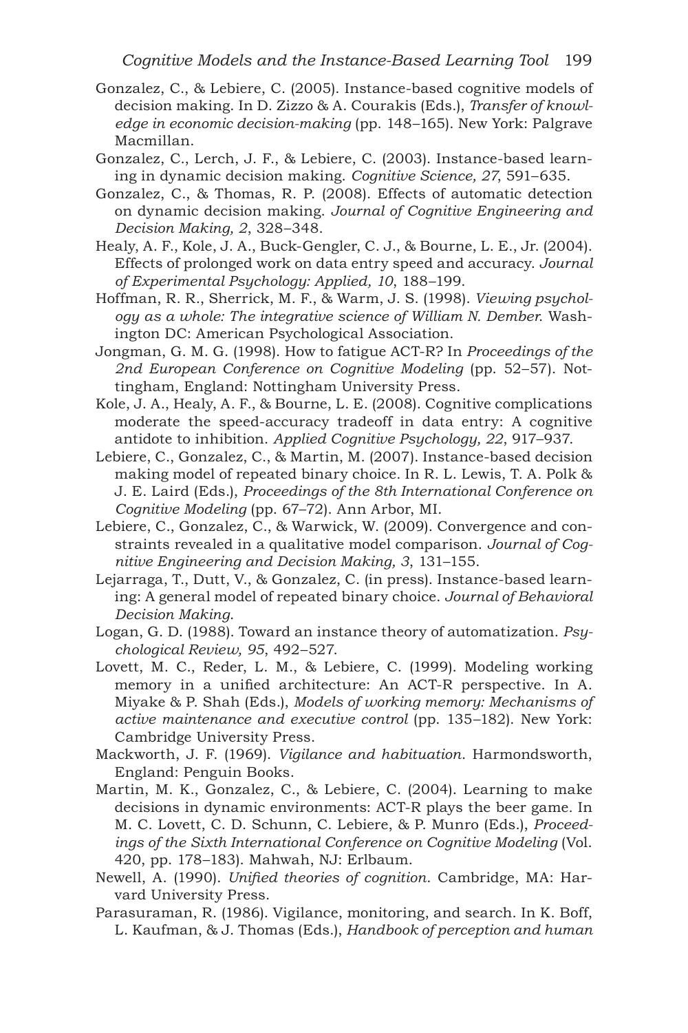Gonzalez, C., & Lebiere, C. (2005). Instance-based cognitive models of decision making. In D. Zizzo & A. Courakis (Eds.), *Transfer of knowledge in economic decision-making* (pp. 148–165). New York: Palgrave Macmillan.

Gonzalez, C., Lerch, J. F., & Lebiere, C. (2003). Instance-based learning in dynamic decision making. *Cognitive Science, 27*, 591–635.

Gonzalez, C., & Thomas, R. P. (2008). Effects of automatic detection on dynamic decision making. *Journal of Cognitive Engineering and Decision Making, 2*, 328–348.

Healy, A. F., Kole, J. A., Buck-Gengler, C. J., & Bourne, L. E., Jr. (2004). Effects of prolonged work on data entry speed and accuracy. *Journal of Experimental Psychology: Applied, 10*, 188–199.

Hoffman, R. R., Sherrick, M. F., & Warm, J. S. (1998). *Viewing psychology as a whole: The integrative science of William N. Dember*. Washington DC: American Psychological Association.

Jongman, G. M. G. (1998). How to fatigue ACT-R? In *Proceedings of the 2nd European Conference on Cognitive Modeling* (pp. 52–57). Nottingham, England: Nottingham University Press.

Kole, J. A., Healy, A. F., & Bourne, L. E. (2008). Cognitive complications moderate the speed-accuracy tradeoff in data entry: A cognitive antidote to inhibition. *Applied Cognitive Psychology, 22*, 917–937.

Lebiere, C., Gonzalez, C., & Martin, M. (2007). Instance-based decision making model of repeated binary choice. In R. L. Lewis, T. A. Polk & J. E. Laird (Eds.), *Proceedings of the 8th International Conference on Cognitive Modeling* (pp. 67–72). Ann Arbor, MI.

Lebiere, C., Gonzalez, C., & Warwick, W. (2009). Convergence and constraints revealed in a qualitative model comparison. *Journal of Cognitive Engineering and Decision Making, 3*, 131–155.

Lejarraga, T., Dutt, V., & Gonzalez, C. (in press). Instance-based learning: A general model of repeated binary choice. *Journal of Behavioral Decision Making*.

Logan, G. D. (1988). Toward an instance theory of automatization. *Psychological Review, 95*, 492–527.

Lovett, M. C., Reder, L. M., & Lebiere, C. (1999). Modeling working memory in a unified architecture: An ACT-R perspective. In A. Miyake & P. Shah (Eds.), *Models of working memory: Mechanisms of active maintenance and executive control* (pp. 135–182). New York: Cambridge University Press.

Mackworth, J. F. (1969). *Vigilance and habituation*. Harmondsworth, England: Penguin Books.

Martin, M. K., Gonzalez, C., & Lebiere, C. (2004). Learning to make decisions in dynamic environments: ACT-R plays the beer game. In M. C. Lovett, C. D. Schunn, C. Lebiere, & P. Munro (Eds.), *Proceedings of the Sixth International Conference on Cognitive Modeling* (Vol. 420, pp. 178–183). Mahwah, NJ: Erlbaum.

Newell, A. (1990). *Unified theories of cognition*. Cambridge, MA: Harvard University Press.

Parasuraman, R. (1986). Vigilance, monitoring, and search. In K. Boff, L. Kaufman, & J. Thomas (Eds.), *Handbook of perception and human*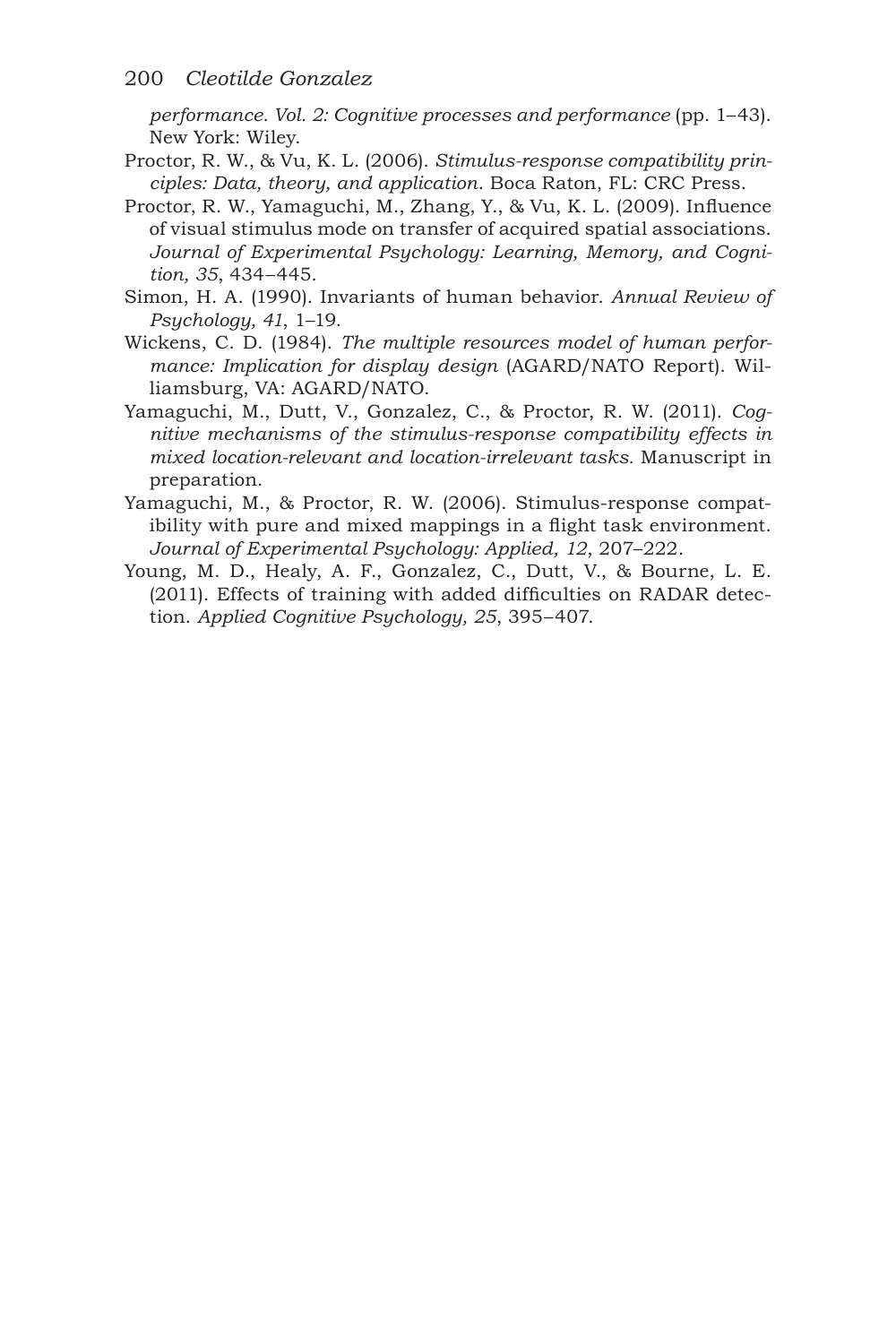*performance. Vol. 2: Cognitive processes and performance* (pp. 1–43). New York: Wiley.

Proctor, R. W., & Vu, K. L. (2006). *Stimulus-response compatibility principles: Data, theory, and application*. Boca Raton, FL: CRC Press.

Proctor, R. W., Yamaguchi, M., Zhang, Y., & Vu, K. L. (2009). Influence of visual stimulus mode on transfer of acquired spatial associations. *Journal of Experimental Psychology: Learning, Memory, and Cognition, 35*, 434–445.

Simon, H. A. (1990). Invariants of human behavior. *Annual Review of Psychology, 41*, 1–19.

Wickens, C. D. (1984). *The multiple resources model of human performance: Implication for display design* (AGARD/NATO Report). Williamsburg, VA: AGARD/NATO.

Yamaguchi, M., Dutt, V., Gonzalez, C., & Proctor, R. W. (2011). *Cognitive mechanisms of the stimulus-response compatibility effects in mixed location-relevant and location-irrelevant tasks*. Manuscript in preparation.

Yamaguchi, M., & Proctor, R. W. (2006). Stimulus-response compatibility with pure and mixed mappings in a flight task environment. *Journal of Experimental Psychology: Applied, 12*, 207–222.

Young, M. D., Healy, A. F., Gonzalez, C., Dutt, V., & Bourne, L. E. (2011). Effects of training with added difficulties on RADAR detection. *Applied Cognitive Psychology, 25*, 395–407.